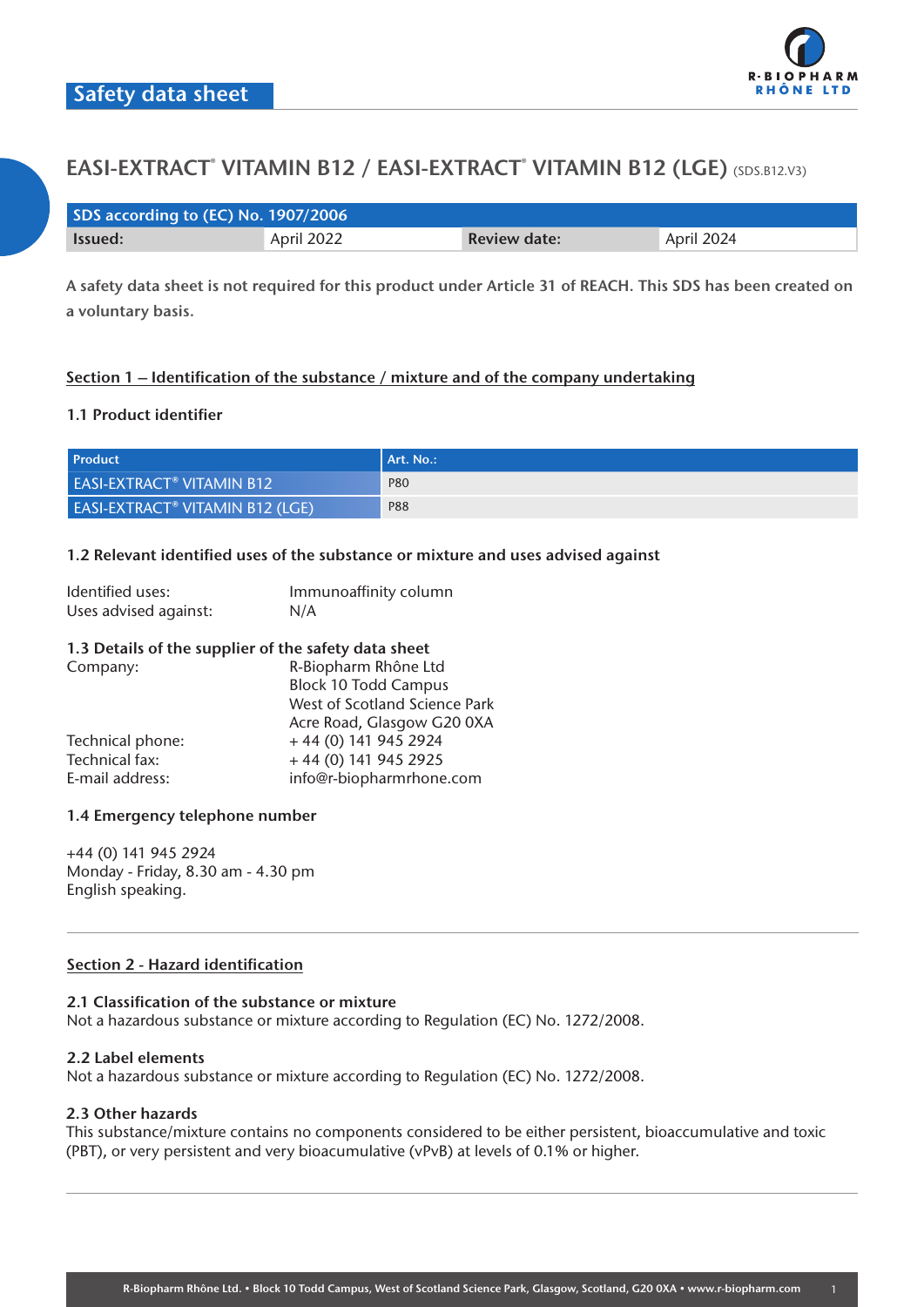Safety data sheet

R-BIOPHARM RHÔNE LTD

# EASI-EXTRACT® VITAMIN B12 / EASI-EXTRACT® VITAMIN B12 (LGE) (SDS.B12.V3)

| SDS according to (EC) No. 1907/2006 | | | |
|---|---|---|---|
| **Issued:** | April 2022 | **Review date:** | April 2024 |

**A safety data sheet is not required for this product under Article 31 of REACH. This SDS has been created on a voluntary basis.**

## Section 1 – Identification of the substance / mixture and of the company undertaking

### 1.1 Product identifier

| Product | Art. No.: |
|---|---|
| EASI-EXTRACT® VITAMIN B12 | P80 |
| EASI-EXTRACT® VITAMIN B12 (LGE) | P88 |

### 1.2 Relevant identified uses of the substance or mixture and uses advised against

Identified uses: Immunoaffinity column
Uses advised against: N/A

### 1.3 Details of the supplier of the safety data sheet

Company: R-Biopharm Rhône Ltd
Block 10 Todd Campus
West of Scotland Science Park
Acre Road, Glasgow G20 0XA
Technical phone: + 44 (0) 141 945 2924
Technical fax: + 44 (0) 141 945 2925
E-mail address: info@r-biopharmrhone.com

### 1.4 Emergency telephone number

+44 (0) 141 945 2924
Monday - Friday, 8.30 am - 4.30 pm
English speaking.

## Section 2 - Hazard identification

### 2.1 Classification of the substance or mixture

Not a hazardous substance or mixture according to Regulation (EC) No. 1272/2008.

### 2.2 Label elements

Not a hazardous substance or mixture according to Regulation (EC) No. 1272/2008.

### 2.3 Other hazards

This substance/mixture contains no components considered to be either persistent, bioaccumulative and toxic (PBT), or very persistent and very bioacumulative (vPvB) at levels of 0.1% or higher.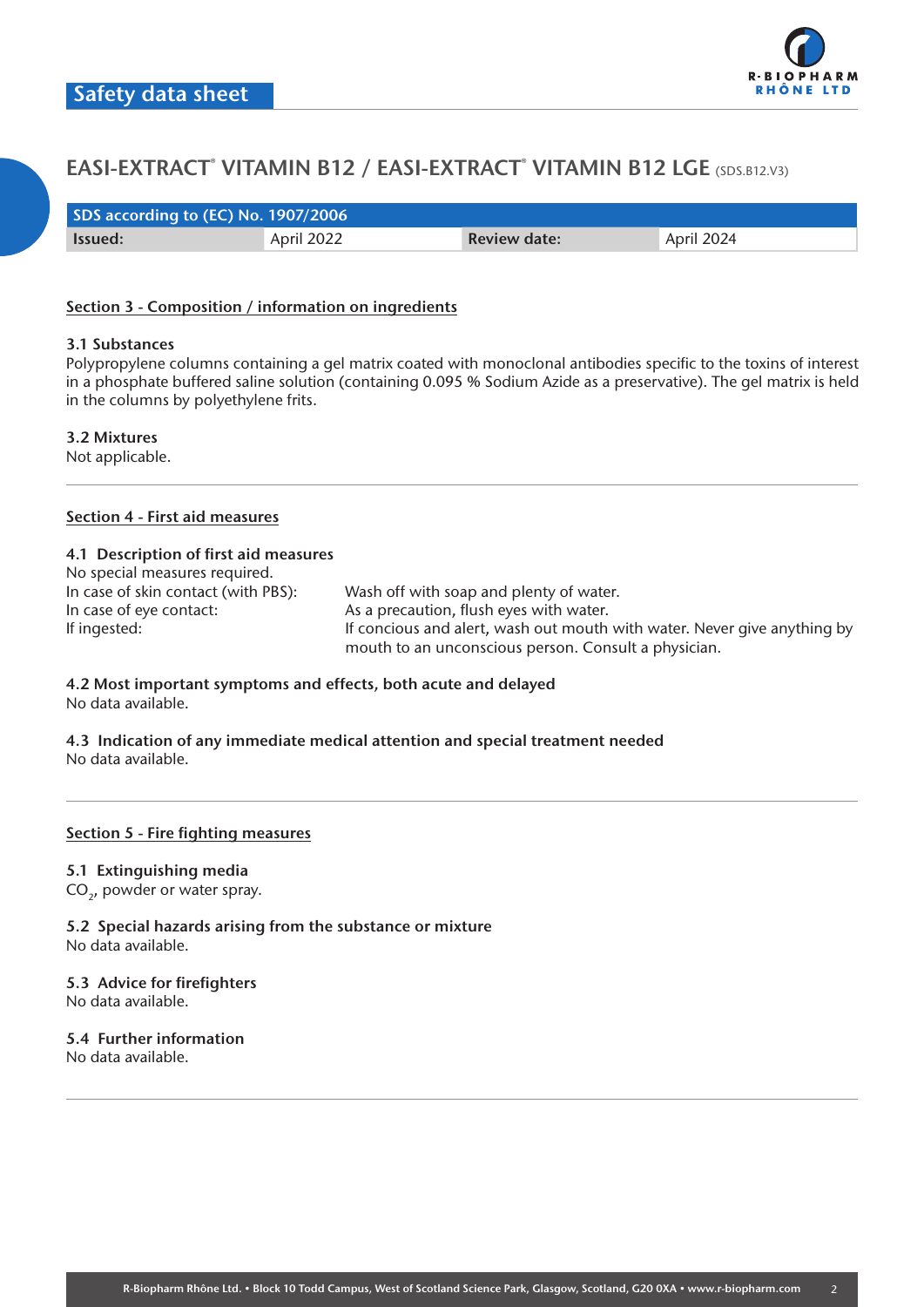# EASI-EXTRACT® VITAMIN B12 / EASI-EXTRACT® VITAMIN B12 LGE (SDS.B12.V3)

| SDS according to (EC) No. 1907/2006 | | | |
|---|---|---|---|
| **Issued:** | April 2022 | **Review date:** | April 2024 |

## Section 3 - Composition / information on ingredients

### 3.1 Substances

Polypropylene columns containing a gel matrix coated with monoclonal antibodies specific to the toxins of interest in a phosphate buffered saline solution (containing 0.095 % Sodium Azide as a preservative). The gel matrix is held in the columns by polyethylene frits.

### 3.2 Mixtures

Not applicable.

## Section 4 - First aid measures

### 4.1 Description of first aid measures

No special measures required.

In case of skin contact (with PBS): Wash off with soap and plenty of water.

In case of eye contact: As a precaution, flush eyes with water.

If ingested: If concious and alert, wash out mouth with water. Never give anything by mouth to an unconscious person. Consult a physician.

### 4.2 Most important symptoms and effects, both acute and delayed

No data available.

### 4.3 Indication of any immediate medical attention and special treatment needed

No data available.

## Section 5 - Fire fighting measures

### 5.1 Extinguishing media

$CO_2$, powder or water spray.

### 5.2 Special hazards arising from the substance or mixture

No data available.

### 5.3 Advice for firefighters

No data available.

### 5.4 Further information

No data available.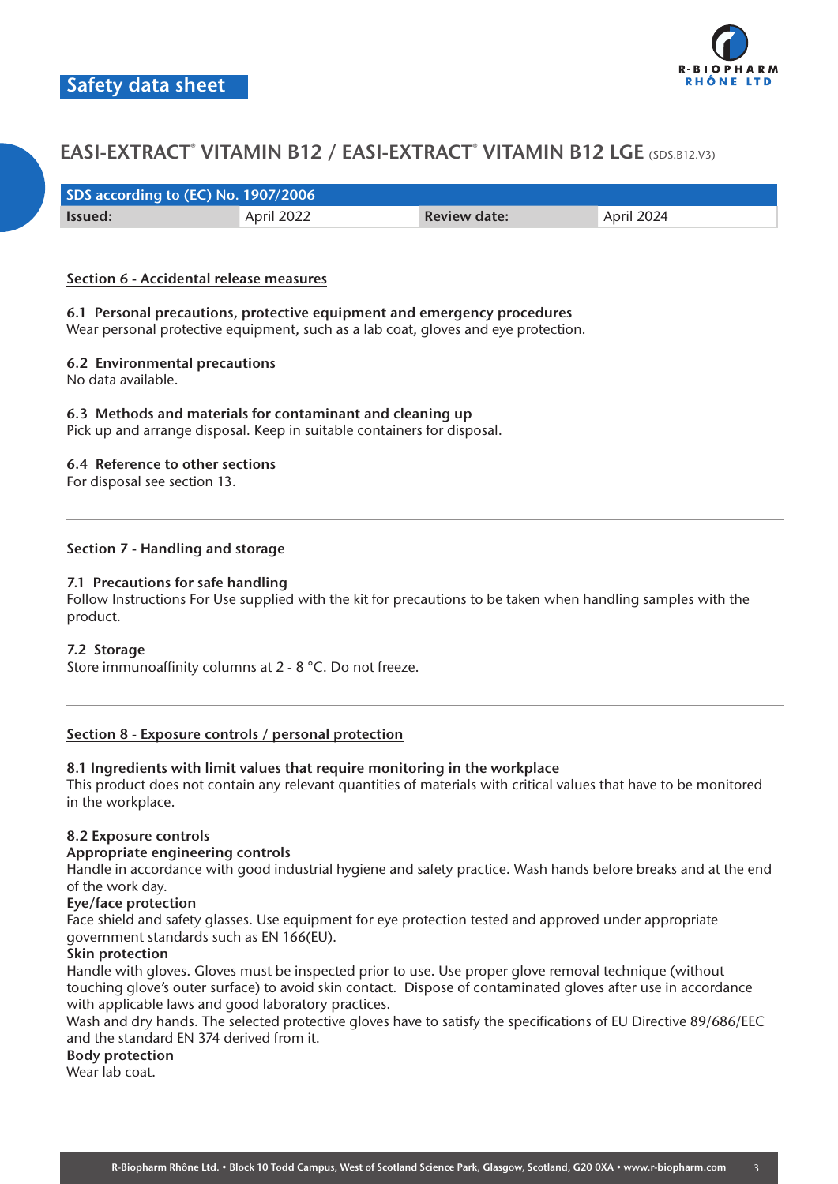# EASI-EXTRACT® VITAMIN B12 / EASI-EXTRACT® VITAMIN B12 LGE (SDS.B12.V3)

| SDS according to (EC) No. 1907/2006 | | | |
|---|---|---|---|
| **Issued:** | April 2022 | **Review date:** | April 2024 |

## Section 6 - Accidental release measures

**6.1 Personal precautions, protective equipment and emergency procedures**
Wear personal protective equipment, such as a lab coat, gloves and eye protection.

**6.2 Environmental precautions**
No data available.

**6.3 Methods and materials for contaminant and cleaning up**
Pick up and arrange disposal. Keep in suitable containers for disposal.

**6.4 Reference to other sections**
For disposal see section 13.

## Section 7 - Handling and storage

**7.1 Precautions for safe handling**
Follow Instructions For Use supplied with the kit for precautions to be taken when handling samples with the product.

**7.2 Storage**
Store immunoaffinity columns at 2 - 8 °C. Do not freeze.

## Section 8 - Exposure controls / personal protection

**8.1 Ingredients with limit values that require monitoring in the workplace**
This product does not contain any relevant quantities of materials with critical values that have to be monitored in the workplace.

**8.2 Exposure controls**
**Appropriate engineering controls**
Handle in accordance with good industrial hygiene and safety practice. Wash hands before breaks and at the end of the work day.
**Eye/face protection**
Face shield and safety glasses. Use equipment for eye protection tested and approved under appropriate government standards such as EN 166(EU).
**Skin protection**
Handle with gloves. Gloves must be inspected prior to use. Use proper glove removal technique (without touching glove's outer surface) to avoid skin contact. Dispose of contaminated gloves after use in accordance with applicable laws and good laboratory practices.
Wash and dry hands. The selected protective gloves have to satisfy the specifications of EU Directive 89/686/EEC and the standard EN 374 derived from it.
**Body protection**
Wear lab coat.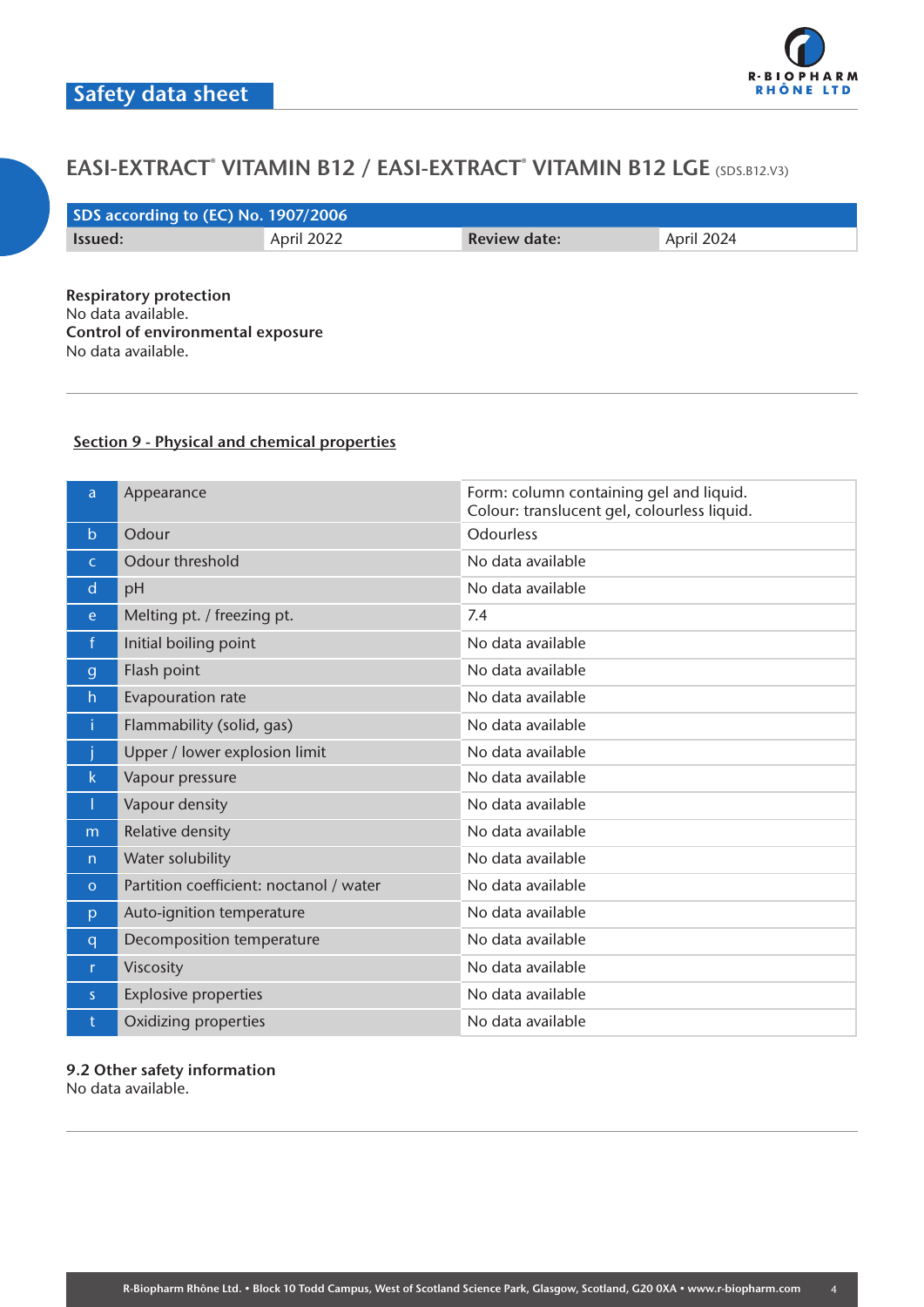# EASI-EXTRACT® VITAMIN B12 / EASI-EXTRACT® VITAMIN B12 LGE (SDS.B12.V3)

| SDS according to (EC) No. 1907/2006 | | | |
|---|---|---|---|
| **Issued:** | April 2022 | **Review date:** | April 2024 |

**Respiratory protection**
No data available.
**Control of environmental exposure**
No data available.

## Section 9 - Physical and chemical properties

| | | |
|---|---|---|
| a | Appearance | Form: column containing gel and liquid.<br>Colour: translucent gel, colourless liquid. |
| b | Odour | Odourless |
| c | Odour threshold | No data available |
| d | pH | No data available |
| e | Melting pt. / freezing pt. | 7.4 |
| f | Initial boiling point | No data available |
| g | Flash point | No data available |
| h | Evapouration rate | No data available |
| i | Flammability (solid, gas) | No data available |
| j | Upper / lower explosion limit | No data available |
| k | Vapour pressure | No data available |
| l | Vapour density | No data available |
| m | Relative density | No data available |
| n | Water solubility | No data available |
| o | Partition coefficient: noctanol / water | No data available |
| p | Auto-ignition temperature | No data available |
| q | Decomposition temperature | No data available |
| r | Viscosity | No data available |
| s | Explosive properties | No data available |
| t | Oxidizing properties | No data available |

**9.2 Other safety information**
No data available.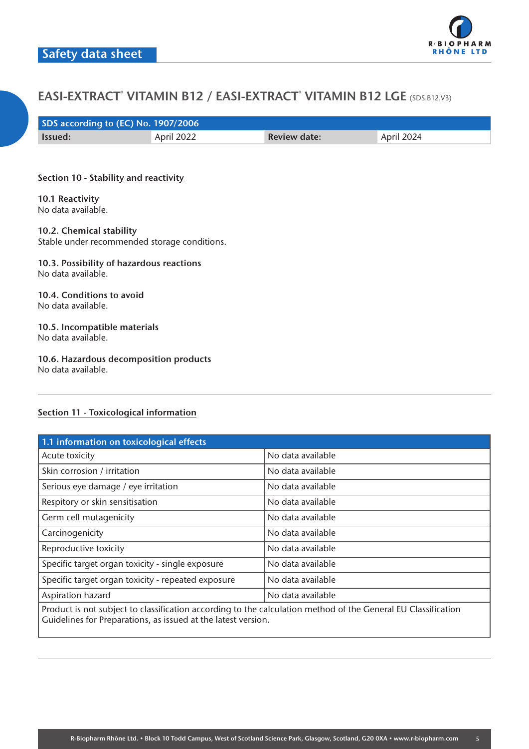## Safety data sheet

# EASI-EXTRACT® VITAMIN B12 / EASI-EXTRACT® VITAMIN B12 LGE (SDS.B12.V3)

| SDS according to (EC) No. 1907/2006 | | | |
|---|---|---|---|
| **Issued:** | April 2022 | **Review date:** | April 2024 |

## Section 10 - Stability and reactivity

**10.1 Reactivity**
No data available.

**10.2. Chemical stability**
Stable under recommended storage conditions.

**10.3. Possibility of hazardous reactions**
No data available.

**10.4. Conditions to avoid**
No data available.

**10.5. Incompatible materials**
No data available.

**10.6. Hazardous decomposition products**
No data available.

## Section 11 - Toxicological information

| 1.1 information on toxicological effects | |
|---|---|
| Acute toxicity | No data available |
| Skin corrosion / irritation | No data available |
| Serious eye damage / eye irritation | No data available |
| Respitory or skin sensitisation | No data available |
| Germ cell mutagenicity | No data available |
| Carcinogenicity | No data available |
| Reproductive toxicity | No data available |
| Specific target organ toxicity - single exposure | No data available |
| Specific target organ toxicity - repeated exposure | No data available |
| Aspiration hazard | No data available |
| Product is not subject to classification according to the calculation method of the General EU Classification Guidelines for Preparations, as issued at the latest version. | |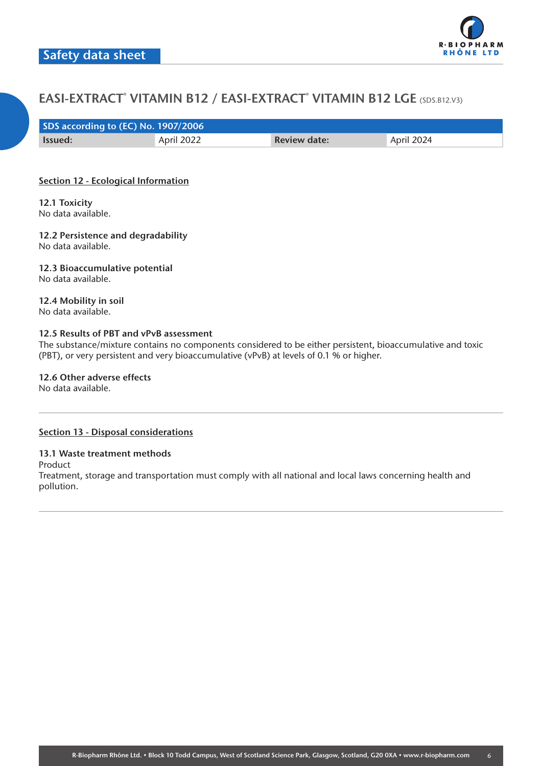## EASI-EXTRACT® VITAMIN B12 / EASI-EXTRACT® VITAMIN B12 LGE (SDS.B12.V3)

| SDS according to (EC) No. 1907/2006 | | | |
|---|---|---|---|
| **Issued:** | April 2022 | **Review date:** | April 2024 |

### Section 12 - Ecological Information

**12.1 Toxicity**
No data available.

**12.2 Persistence and degradability**
No data available.

**12.3 Bioaccumulative potential**
No data available.

**12.4 Mobility in soil**
No data available.

**12.5 Results of PBT and vPvB assessment**
The substance/mixture contains no components considered to be either persistent, bioaccumulative and toxic (PBT), or very persistent and very bioaccumulative (vPvB) at levels of 0.1 % or higher.

**12.6 Other adverse effects**
No data available.

---

### Section 13 - Disposal considerations

**13.1 Waste treatment methods**
Product
Treatment, storage and transportation must comply with all national and local laws concerning health and pollution.

---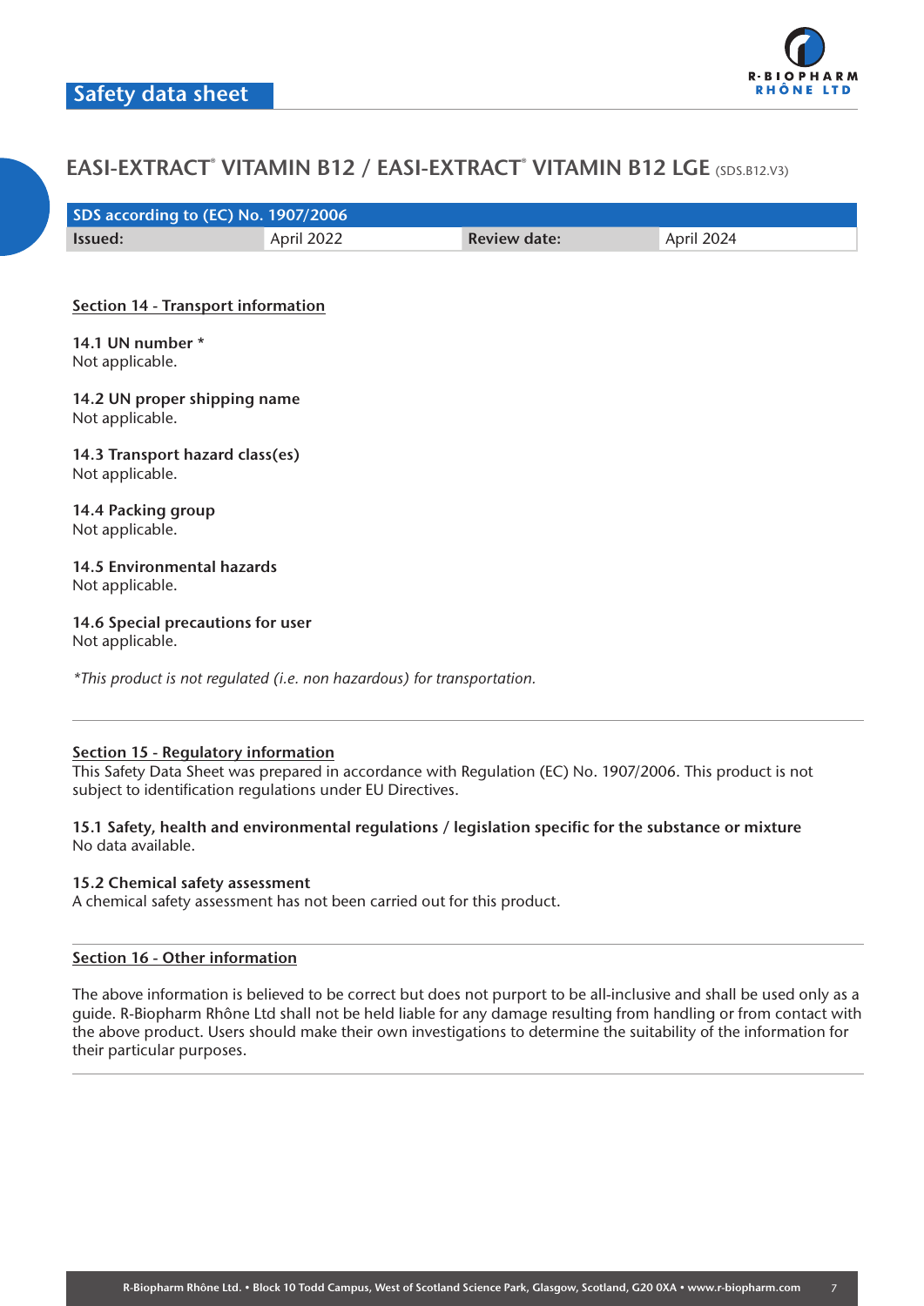# EASI-EXTRACT® VITAMIN B12 / EASI-EXTRACT® VITAMIN B12 LGE (SDS.B12.V3)

| SDS according to (EC) No. 1907/2006 | | | |
|---|---|---|---|
| **Issued:** | April 2022 | **Review date:** | April 2024 |

## Section 14 - Transport information

**14.1 UN number ***
Not applicable.

**14.2 UN proper shipping name**
Not applicable.

**14.3 Transport hazard class(es)**
Not applicable.

**14.4 Packing group**
Not applicable.

**14.5 Environmental hazards**
Not applicable.

**14.6 Special precautions for user**
Not applicable.

*\*This product is not regulated (i.e. non hazardous) for transportation.*

---

## Section 15 - Regulatory information

This Safety Data Sheet was prepared in accordance with Regulation (EC) No. 1907/2006. This product is not subject to identification regulations under EU Directives.

**15.1 Safety, health and environmental regulations / legislation specific for the substance or mixture**
No data available.

**15.2 Chemical safety assessment**
A chemical safety assessment has not been carried out for this product.

---

## Section 16 - Other information

The above information is believed to be correct but does not purport to be all-inclusive and shall be used only as a guide. R-Biopharm Rhône Ltd shall not be held liable for any damage resulting from handling or from contact with the above product. Users should make their own investigations to determine the suitability of the information for their particular purposes.

---